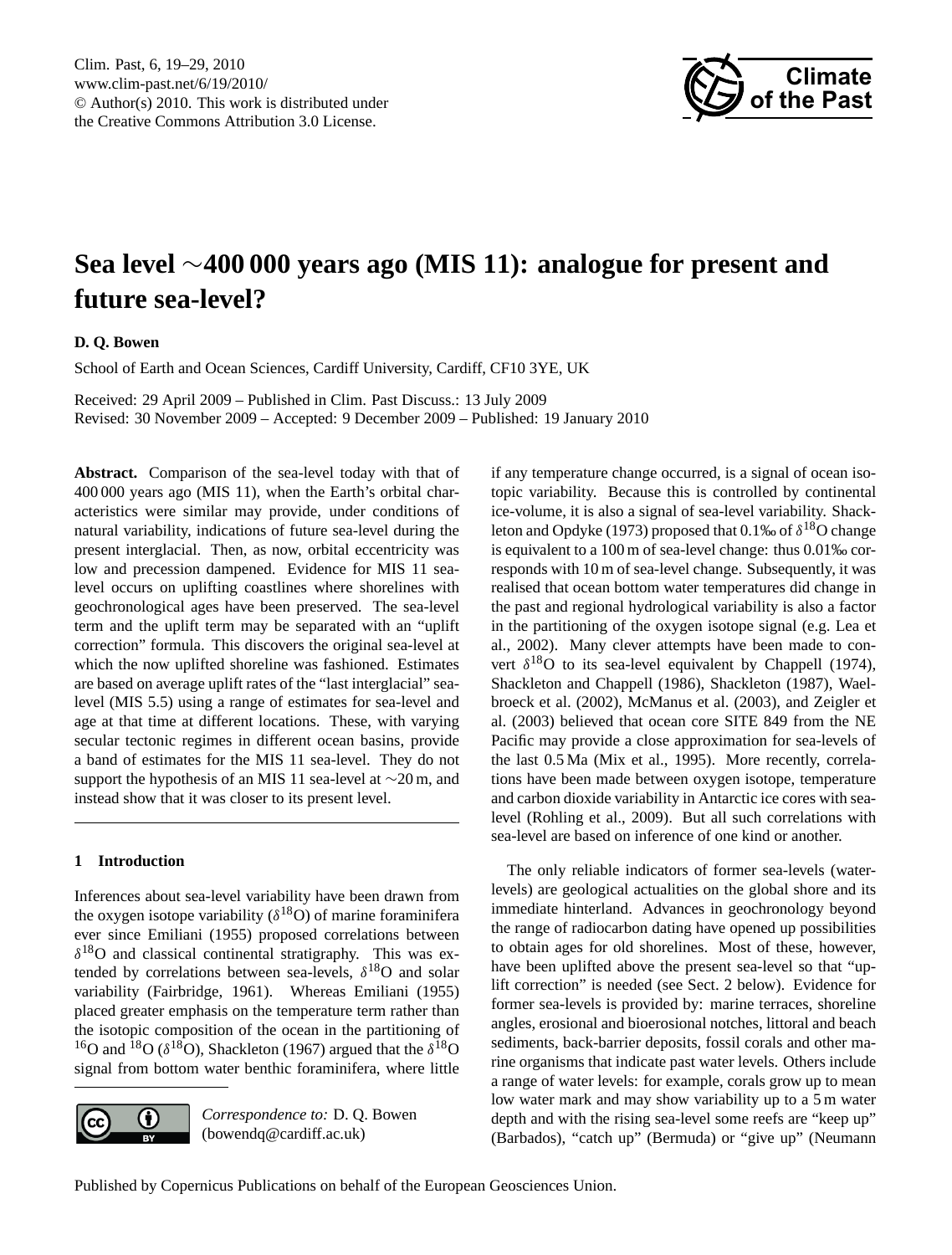# Sea level ∼400 000 years ago (MIS 11): analogue for present and future sea-level?

**D. Q. Bowen**

School of Earth and Ocean Sciences, Cardiff University, Cardiff, CF10 3YE, UK

Received: 29 April 2009 – Published in Clim. Past Discuss.: 13 July 2009
Revised: 30 November 2009 – Accepted: 9 December 2009 – Published: 19 January 2010

**Abstract.** Comparison of the sea-level today with that of 400 000 years ago (MIS 11), when the Earth's orbital characteristics were similar may provide, under conditions of natural variability, indications of future sea-level during the present interglacial. Then, as now, orbital eccentricity was low and precession dampened. Evidence for MIS 11 sea-level occurs on uplifting coastlines where shorelines with geochronological ages have been preserved. The sea-level term and the uplift term may be separated with an "uplift correction" formula. This discovers the original sea-level at which the now uplifted shoreline was fashioned. Estimates are based on average uplift rates of the "last interglacial" sea-level (MIS 5.5) using a range of estimates for sea-level and age at that time at different locations. These, with varying secular tectonic regimes in different ocean basins, provide a band of estimates for the MIS 11 sea-level. They do not support the hypothesis of an MIS 11 sea-level at ∼20 m, and instead show that it was closer to its present level.

## 1 Introduction

Inferences about sea-level variability have been drawn from the oxygen isotope variability ($\delta^{18}$O) of marine foraminifera ever since Emiliani (1955) proposed correlations between $\delta^{18}$O and classical continental stratigraphy. This was extended by correlations between sea-levels, $\delta^{18}$O and solar variability (Fairbridge, 1961). Whereas Emiliani (1955) placed greater emphasis on the temperature term rather than the isotopic composition of the ocean in the partitioning of $^{16}$O and $^{18}$O ($\delta^{18}$O), Shackleton (1967) argued that the $\delta^{18}$O signal from bottom water benthic foraminifera, where little if any temperature change occurred, is a signal of ocean isotopic variability. Because this is controlled by continental ice-volume, it is also a signal of sea-level variability. Shackleton and Opdyke (1973) proposed that 0.1‰ of $\delta^{18}$O change is equivalent to a 100 m of sea-level change: thus 0.01‰ corresponds with 10 m of sea-level change. Subsequently, it was realised that ocean bottom water temperatures did change in the past and regional hydrological variability is also a factor in the partitioning of the oxygen isotope signal (e.g. Lea et al., 2002). Many clever attempts have been made to convert $\delta^{18}$O to its sea-level equivalent by Chappell (1974), Shackleton and Chappell (1986), Shackleton (1987), Waelbroeck et al. (2002), McManus et al. (2003), and Zeigler et al. (2003) believed that ocean core SITE 849 from the NE Pacific may provide a close approximation for sea-levels of the last 0.5 Ma (Mix et al., 1995). More recently, correlations have been made between oxygen isotope, temperature and carbon dioxide variability in Antarctic ice cores with sea-level (Rohling et al., 2009). But all such correlations with sea-level are based on inference of one kind or another.

The only reliable indicators of former sea-levels (water-levels) are geological actualities on the global shore and its immediate hinterland. Advances in geochronology beyond the range of radiocarbon dating have opened up possibilities to obtain ages for old shorelines. Most of these, however, have been uplifted above the present sea-level so that "uplift correction" is needed (see Sect. 2 below). Evidence for former sea-levels is provided by: marine terraces, shoreline angles, erosional and bioerosional notches, littoral and beach sediments, back-barrier deposits, fossil corals and other marine organisms that indicate past water levels. Others include a range of water levels: for example, corals grow up to mean low water mark and may show variability up to a 5 m water depth and with the rising sea-level some reefs are "keep up" (Barbados), "catch up" (Bermuda) or "give up" (Neumann

*Correspondence to:* D. Q. Bowen (bowendq@cardiff.ac.uk)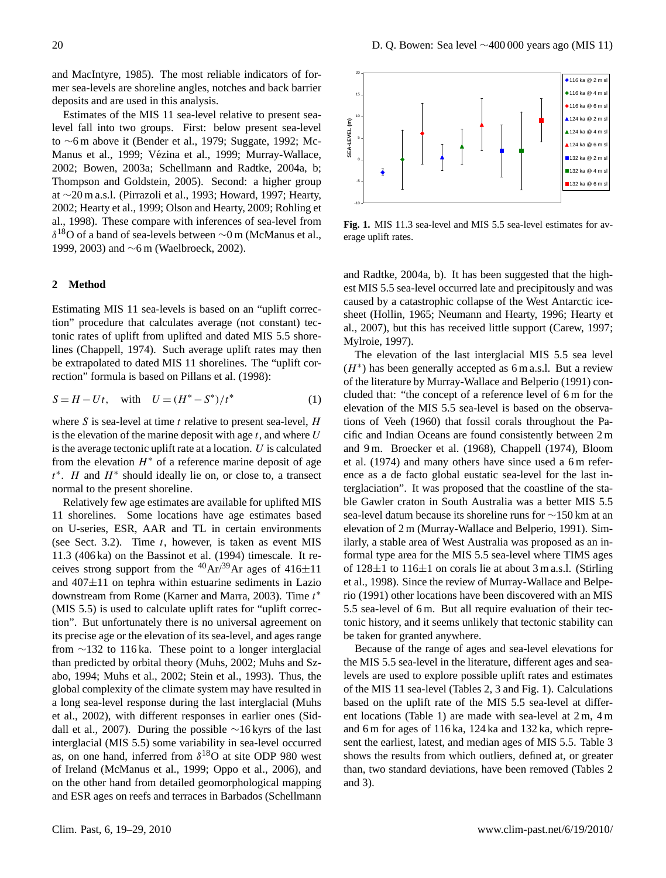and MacIntyre, 1985). The most reliable indicators of former sea-levels are shoreline angles, notches and back barrier deposits and are used in this analysis.

Estimates of the MIS 11 sea-level relative to present sea-level fall into two groups. First: below present sea-level to ∼6 m above it (Bender et al., 1979; Suggate, 1992; McManus et al., 1999; Vézina et al., 1999; Murray-Wallace, 2002; Bowen, 2003a; Schellmann and Radtke, 2004a, b; Thompson and Goldstein, 2005). Second: a higher group at ∼20 m a.s.l. (Pirrazoli et al., 1993; Howard, 1997; Hearty, 2002; Hearty et al., 1999; Olson and Hearty, 2009; Rohling et al., 1998). These compare with inferences of sea-level from $\delta^{18}$O of a band of sea-levels between ∼0 m (McManus et al., 1999, 2003) and ∼6 m (Waelbroeck, 2002).

## 2 Method

Estimating MIS 11 sea-levels is based on an "uplift correction" procedure that calculates average (not constant) tectonic rates of uplift from uplifted and dated MIS 5.5 shorelines (Chappell, 1974). Such average uplift rates may then be extrapolated to dated MIS 11 shorelines. The "uplift correction" formula is based on Pillans et al. (1998):

$$S = H - Ut, \quad \text{with} \quad U = (H^* - S^*)/t^* \tag{1}$$

where $S$ is sea-level at time $t$ relative to present sea-level, $H$ is the elevation of the marine deposit with age $t$, and where $U$ is the average tectonic uplift rate at a location. $U$ is calculated from the elevation $H^*$ of a reference marine deposit of age $t^*$. $H$ and $H^*$ should ideally lie on, or close to, a transect normal to the present shoreline.

Relatively few age estimates are available for uplifted MIS 11 shorelines. Some locations have age estimates based on U-series, ESR, AAR and TL in certain environments (see Sect. 3.2). Time $t$, however, is taken as event MIS 11.3 (406 ka) on the Bassinot et al. (1994) timescale. It receives strong support from the $^{40}$Ar/$^{39}$Ar ages of 416±11 and 407±11 on tephra within estuarine sediments in Lazio downstream from Rome (Karner and Marra, 2003). Time $t^*$ (MIS 5.5) is used to calculate uplift rates for "uplift correction". But unfortunately there is no universal agreement on its precise age or the elevation of its sea-level, and ages range from ∼132 to 116 ka. These point to a longer interglacial than predicted by orbital theory (Muhs, 2002; Muhs and Szabo, 1994; Muhs et al., 2002; Stein et al., 1993). Thus, the global complexity of the climate system may have resulted in a long sea-level response during the last interglacial (Muhs et al., 2002), with different responses in earlier ones (Siddall et al., 2007). During the possible ∼16 kyrs of the last interglacial (MIS 5.5) some variability in sea-level occurred as, on one hand, inferred from $\delta^{18}$O at site ODP 980 west of Ireland (McManus et al., 1999; Oppo et al., 2006), and on the other hand from detailed geomorphological mapping and ESR ages on reefs and terraces in Barbados (Schellmann and Radtke, 2004a, b). It has been suggested that the highest MIS 5.5 sea-level occurred late and precipitously and was caused by a catastrophic collapse of the West Antarctic icesheet (Hollin, 1965; Neumann and Hearty, 1996; Hearty et al., 2007), but this has received little support (Carew, 1997; Mylroie, 1997).

**Fig. 1.** MIS 11.3 sea-level and MIS 5.5 sea-level estimates for average uplift rates.

The elevation of the last interglacial MIS 5.5 sea level ($H^*$) has been generally accepted as 6 m a.s.l. But a review of the literature by Murray-Wallace and Belperio (1991) concluded that: "the concept of a reference level of 6 m for the elevation of the MIS 5.5 sea-level is based on the observations of Veeh (1960) that fossil corals throughout the Pacific and Indian Oceans are found consistently between 2 m and 9 m. Broecker et al. (1968), Chappell (1974), Bloom et al. (1974) and many others have since used a 6 m reference as a de facto global eustatic sea-level for the last interglaciation". It was proposed that the coastline of the stable Gawler craton in South Australia was a better MIS 5.5 sea-level datum because its shoreline runs for ∼150 km at an elevation of 2 m (Murray-Wallace and Belperio, 1991). Similarly, a stable area of West Australia was proposed as an informal type area for the MIS 5.5 sea-level where TIMS ages of 128±1 to 116±1 on corals lie at about 3 m a.s.l. (Stirling et al., 1998). Since the review of Murray-Wallace and Belperio (1991) other locations have been discovered with an MIS 5.5 sea-level of 6 m. But all require evaluation of their tectonic history, and it seems unlikely that tectonic stability can be taken for granted anywhere.

Because of the range of ages and sea-level elevations for the MIS 5.5 sea-level in the literature, different ages and sea-levels are used to explore possible uplift rates and estimates of the MIS 11 sea-level (Tables 2, 3 and Fig. 1). Calculations based on the uplift rate of the MIS 5.5 sea-level at different locations (Table 1) are made with sea-level at 2 m, 4 m and 6 m for ages of 116 ka, 124 ka and 132 ka, which represent the earliest, latest, and median ages of MIS 5.5. Table 3 shows the results from which outliers, defined at, or greater than, two standard deviations, have been removed (Tables 2 and 3).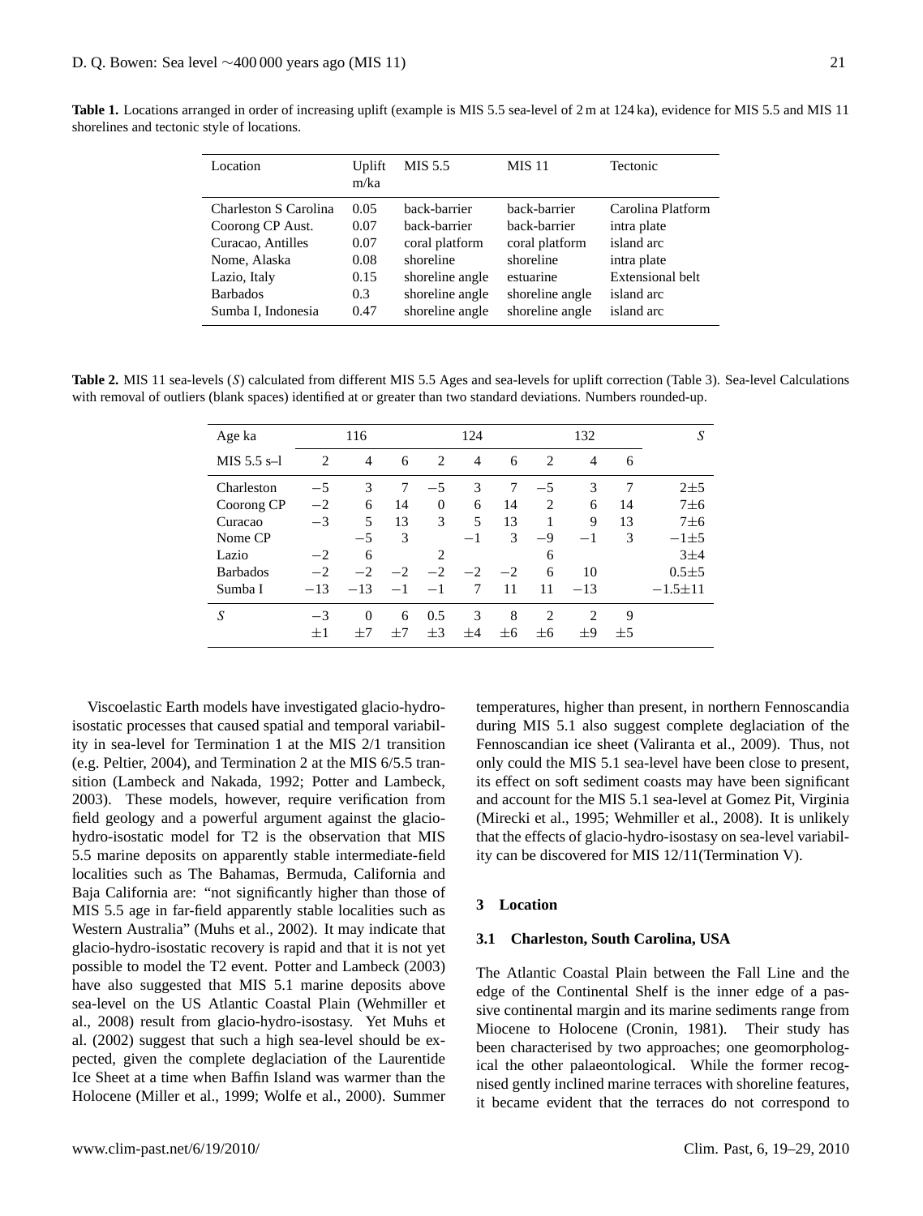**Table 1.** Locations arranged in order of increasing uplift (example is MIS 5.5 sea-level of 2 m at 124 ka), evidence for MIS 5.5 and MIS 11 shorelines and tectonic style of locations.

| Location | Uplift m/ka | MIS 5.5 | MIS 11 | Tectonic |
|---|---|---|---|---|
| Charleston S Carolina | 0.05 | back-barrier | back-barrier | Carolina Platform |
| Coorong CP Aust. | 0.07 | back-barrier | back-barrier | intra plate |
| Curacao, Antilles | 0.07 | coral platform | coral platform | island arc |
| Nome, Alaska | 0.08 | shoreline | shoreline | intra plate |
| Lazio, Italy | 0.15 | shoreline angle | estuarine | Extensional belt |
| Barbados | 0.3 | shoreline angle | shoreline angle | island arc |
| Sumba I, Indonesia | 0.47 | shoreline angle | shoreline angle | island arc |

**Table 2.** MIS 11 sea-levels ($S$) calculated from different MIS 5.5 Ages and sea-levels for uplift correction (Table 3). Sea-level Calculations with removal of outliers (blank spaces) identified at or greater than two standard deviations. Numbers rounded-up.

| Age ka | 116 | | | 124 | | | 132 | | | $S$ |
|---|---|---|---|---|---|---|---|---|---|---|
| MIS 5.5 s–l | 2 | 4 | 6 | 2 | 4 | 6 | 2 | 4 | 6 | |
| Charleston | −5 | 3 | 7 | −5 | 3 | 7 | −5 | 3 | 7 | 2±5 |
| Coorong CP | −2 | 6 | 14 | 0 | 6 | 14 | 2 | 6 | 14 | 7±6 |
| Curacao | −3 | 5 | 13 | 3 | 5 | 13 | 1 | 9 | 13 | 7±6 |
| Nome CP | | −5 | 3 | | −1 | 3 | −9 | −1 | 3 | −1±5 |
| Lazio | −2 | 6 | | 2 | | | 6 | | | 3±4 |
| Barbados | −2 | −2 | −2 | −2 | −2 | −2 | 6 | 10 | | 0.5±5 |
| Sumba I | −13 | −13 | −1 | −1 | 7 | 11 | 11 | −13 | | −1.5±11 |
| $S$ | −3 ±1 | 0 ±7 | 6 ±7 | 0.5 ±3 | 3 ±4 | 8 ±6 | 2 ±6 | 2 ±9 | 9 ±5 | |

Viscoelastic Earth models have investigated glacio-hydro-isostatic processes that caused spatial and temporal variability in sea-level for Termination 1 at the MIS 2/1 transition (e.g. Peltier, 2004), and Termination 2 at the MIS 6/5.5 transition (Lambeck and Nakada, 1992; Potter and Lambeck, 2003). These models, however, require verification from field geology and a powerful argument against the glacio-hydro-isostatic model for T2 is the observation that MIS 5.5 marine deposits on apparently stable intermediate-field localities such as The Bahamas, Bermuda, California and Baja California are: "not significantly higher than those of MIS 5.5 age in far-field apparently stable localities such as Western Australia" (Muhs et al., 2002). It may indicate that glacio-hydro-isostatic recovery is rapid and that it is not yet possible to model the T2 event. Potter and Lambeck (2003) have also suggested that MIS 5.1 marine deposits above sea-level on the US Atlantic Coastal Plain (Wehmiller et al., 2008) result from glacio-hydro-isostasy. Yet Muhs et al. (2002) suggest that such a high sea-level should be expected, given the complete deglaciation of the Laurentide Ice Sheet at a time when Baffin Island was warmer than the Holocene (Miller et al., 1999; Wolfe et al., 2000). Summer temperatures, higher than present, in northern Fennoscandia during MIS 5.1 also suggest complete deglaciation of the Fennoscandian ice sheet (Valiranta et al., 2009). Thus, not only could the MIS 5.1 sea-level have been close to present, its effect on soft sediment coasts may have been significant and account for the MIS 5.1 sea-level at Gomez Pit, Virginia (Mirecki et al., 1995; Wehmiller et al., 2008). It is unlikely that the effects of glacio-hydro-isostasy on sea-level variability can be discovered for MIS 12/11(Termination V).

## 3 Location

### 3.1 Charleston, South Carolina, USA

The Atlantic Coastal Plain between the Fall Line and the edge of the Continental Shelf is the inner edge of a passive continental margin and its marine sediments range from Miocene to Holocene (Cronin, 1981). Their study has been characterised by two approaches; one geomorphological the other palaeontological. While the former recognised gently inclined marine terraces with shoreline features, it became evident that the terraces do not correspond to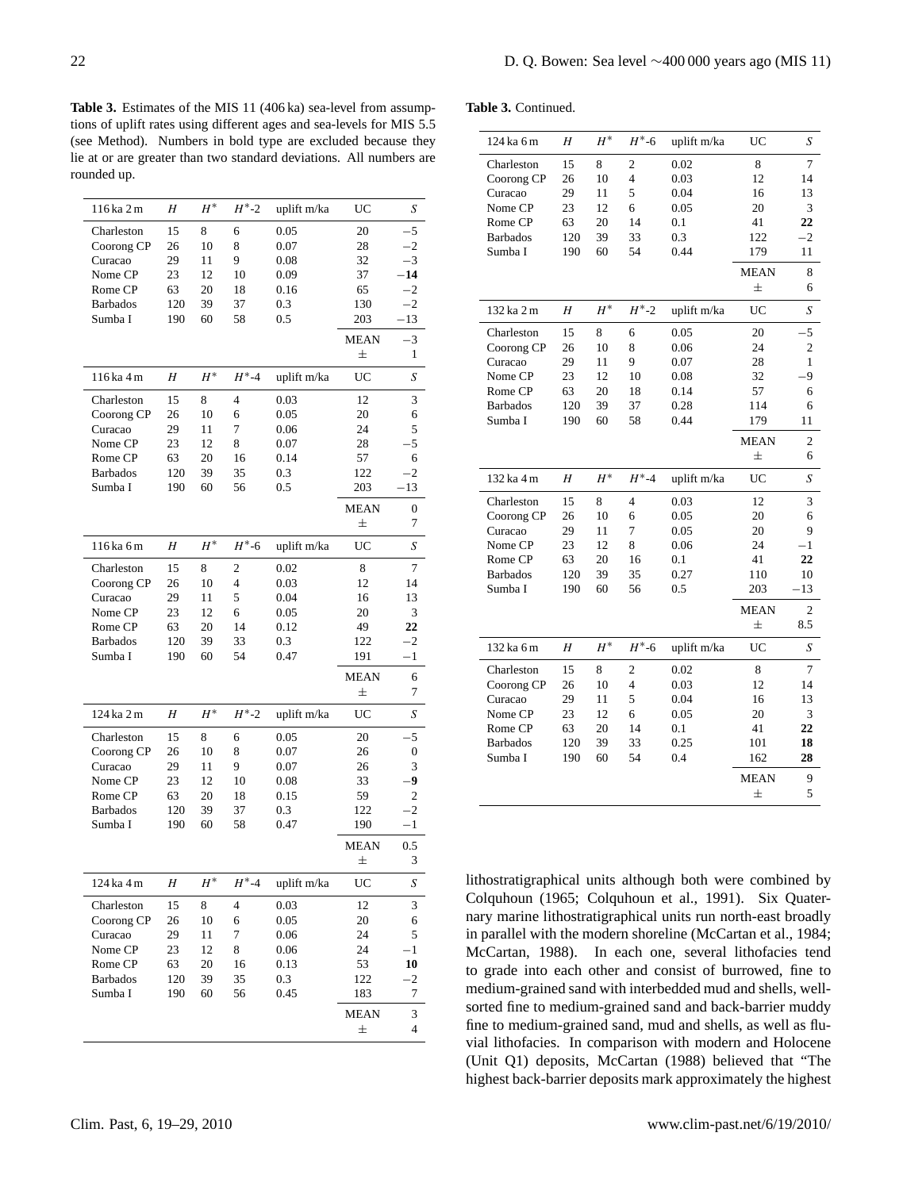**Table 3.** Estimates of the MIS 11 (406 ka) sea-level from assumptions of uplift rates using different ages and sea-levels for MIS 5.5 (see Method). Numbers in bold type are excluded because they lie at or are greater than two standard deviations. All numbers are rounded up.

| 116 ka 2 m | $H$ | $H^*$ | $H^*$-2 | uplift m/ka | UC | $S$ |
|---|---|---|---|---|---|---|
| Charleston | 15 | 8 | 6 | 0.05 | 20 | −5 |
| Coorong CP | 26 | 10 | 8 | 0.07 | 28 | −2 |
| Curacao | 29 | 11 | 9 | 0.08 | 32 | −3 |
| Nome CP | 23 | 12 | 10 | 0.09 | 37 | **−14** |
| Rome CP | 63 | 20 | 18 | 0.16 | 65 | −2 |
| Barbados | 120 | 39 | 37 | 0.3 | 130 | −2 |
| Sumba I | 190 | 60 | 58 | 0.5 | 203 | −13 |
| | | | | | MEAN | −3 |
| | | | | | ± | 1 |

| 116 ka 4 m | $H$ | $H^*$ | $H^*$-4 | uplift m/ka | UC | $S$ |
|---|---|---|---|---|---|---|
| Charleston | 15 | 8 | 4 | 0.03 | 12 | 3 |
| Coorong CP | 26 | 10 | 6 | 0.05 | 20 | 6 |
| Curacao | 29 | 11 | 7 | 0.06 | 24 | 5 |
| Nome CP | 23 | 12 | 8 | 0.07 | 28 | −5 |
| Rome CP | 63 | 20 | 16 | 0.14 | 57 | 6 |
| Barbados | 120 | 39 | 35 | 0.3 | 122 | −2 |
| Sumba I | 190 | 60 | 56 | 0.5 | 203 | −13 |
| | | | | | MEAN | 0 |
| | | | | | ± | 7 |

| 116 ka 6 m | $H$ | $H^*$ | $H^*$-6 | uplift m/ka | UC | $S$ |
|---|---|---|---|---|---|---|
| Charleston | 15 | 8 | 2 | 0.02 | 8 | 7 |
| Coorong CP | 26 | 10 | 4 | 0.03 | 12 | 14 |
| Curacao | 29 | 11 | 5 | 0.04 | 16 | 13 |
| Nome CP | 23 | 12 | 6 | 0.05 | 20 | 3 |
| Rome CP | 63 | 20 | 14 | 0.12 | 49 | **22** |
| Barbados | 120 | 39 | 33 | 0.3 | 122 | −2 |
| Sumba I | 190 | 60 | 54 | 0.47 | 191 | −1 |
| | | | | | MEAN | 6 |
| | | | | | ± | 7 |

| 124 ka 2 m | $H$ | $H^*$ | $H^*$-2 | uplift m/ka | UC | $S$ |
|---|---|---|---|---|---|---|
| Charleston | 15 | 8 | 6 | 0.05 | 20 | −5 |
| Coorong CP | 26 | 10 | 8 | 0.07 | 26 | 0 |
| Curacao | 29 | 11 | 9 | 0.07 | 26 | 3 |
| Nome CP | 23 | 12 | 10 | 0.08 | 33 | **−9** |
| Rome CP | 63 | 20 | 18 | 0.15 | 59 | 2 |
| Barbados | 120 | 39 | 37 | 0.3 | 122 | −2 |
| Sumba I | 190 | 60 | 58 | 0.47 | 190 | −1 |
| | | | | | MEAN | 0.5 |
| | | | | | ± | 3 |

| 124 ka 4 m | $H$ | $H^*$ | $H^*$-4 | uplift m/ka | UC | $S$ |
|---|---|---|---|---|---|---|
| Charleston | 15 | 8 | 4 | 0.03 | 12 | 3 |
| Coorong CP | 26 | 10 | 6 | 0.05 | 20 | 6 |
| Curacao | 29 | 11 | 7 | 0.06 | 24 | 5 |
| Nome CP | 23 | 12 | 8 | 0.06 | 24 | −1 |
| Rome CP | 63 | 20 | 16 | 0.13 | 53 | **10** |
| Barbados | 120 | 39 | 35 | 0.3 | 122 | −2 |
| Sumba I | 190 | 60 | 56 | 0.45 | 183 | 7 |
| | | | | | MEAN | 3 |
| | | | | | ± | 4 |

**Table 3.** Continued.

| 124 ka 6 m | $H$ | $H^*$ | $H^*$-6 | uplift m/ka | UC | $S$ |
|---|---|---|---|---|---|---|
| Charleston | 15 | 8 | 2 | 0.02 | 8 | 7 |
| Coorong CP | 26 | 10 | 4 | 0.03 | 12 | 14 |
| Curacao | 29 | 11 | 5 | 0.04 | 16 | 13 |
| Nome CP | 23 | 12 | 6 | 0.05 | 20 | 3 |
| Rome CP | 63 | 20 | 14 | 0.1 | 41 | **22** |
| Barbados | 120 | 39 | 33 | 0.3 | 122 | −2 |
| Sumba I | 190 | 60 | 54 | 0.44 | 179 | 11 |
| | | | | | MEAN | 8 |
| | | | | | ± | 6 |

| 132 ka 2 m | $H$ | $H^*$ | $H^*$-2 | uplift m/ka | UC | $S$ |
|---|---|---|---|---|---|---|
| Charleston | 15 | 8 | 6 | 0.05 | 20 | −5 |
| Coorong CP | 26 | 10 | 8 | 0.06 | 24 | 2 |
| Curacao | 29 | 11 | 9 | 0.07 | 28 | 1 |
| Nome CP | 23 | 12 | 10 | 0.08 | 32 | −9 |
| Rome CP | 63 | 20 | 18 | 0.14 | 57 | 6 |
| Barbados | 120 | 39 | 37 | 0.28 | 114 | 6 |
| Sumba I | 190 | 60 | 58 | 0.44 | 179 | 11 |
| | | | | | MEAN | 2 |
| | | | | | ± | 6 |

| 132 ka 4 m | $H$ | $H^*$ | $H^*$-4 | uplift m/ka | UC | $S$ |
|---|---|---|---|---|---|---|
| Charleston | 15 | 8 | 4 | 0.03 | 12 | 3 |
| Coorong CP | 26 | 10 | 6 | 0.05 | 20 | 6 |
| Curacao | 29 | 11 | 7 | 0.05 | 20 | 9 |
| Nome CP | 23 | 12 | 8 | 0.06 | 24 | −1 |
| Rome CP | 63 | 20 | 16 | 0.1 | 41 | **22** |
| Barbados | 120 | 39 | 35 | 0.27 | 110 | 10 |
| Sumba I | 190 | 60 | 56 | 0.5 | 203 | −13 |
| | | | | | MEAN | 2 |
| | | | | | ± | 8.5 |

| 132 ka 6 m | $H$ | $H^*$ | $H^*$-6 | uplift m/ka | UC | $S$ |
|---|---|---|---|---|---|---|
| Charleston | 15 | 8 | 2 | 0.02 | 8 | 7 |
| Coorong CP | 26 | 10 | 4 | 0.03 | 12 | 14 |
| Curacao | 29 | 11 | 5 | 0.04 | 16 | 13 |
| Nome CP | 23 | 12 | 6 | 0.05 | 20 | 3 |
| Rome CP | 63 | 20 | 14 | 0.1 | 41 | **22** |
| Barbados | 120 | 39 | 33 | 0.25 | 101 | **18** |
| Sumba I | 190 | 60 | 54 | 0.4 | 162 | **28** |
| | | | | | MEAN | 9 |
| | | | | | ± | 5 |

lithostratigraphical units although both were combined by Colquhoun (1965; Colquhoun et al., 1991). Six Quaternary marine lithostratigraphical units run north-east broadly in parallel with the modern shoreline (McCartan et al., 1984; McCartan, 1988). In each one, several lithofacies tend to grade into each other and consist of burrowed, fine to medium-grained sand with interbedded mud and shells, well-sorted fine to medium-grained sand and back-barrier muddy fine to medium-grained sand, mud and shells, as well as fluvial lithofacies. In comparison with modern and Holocene (Unit Q1) deposits, McCartan (1988) believed that "The highest back-barrier deposits mark approximately the highest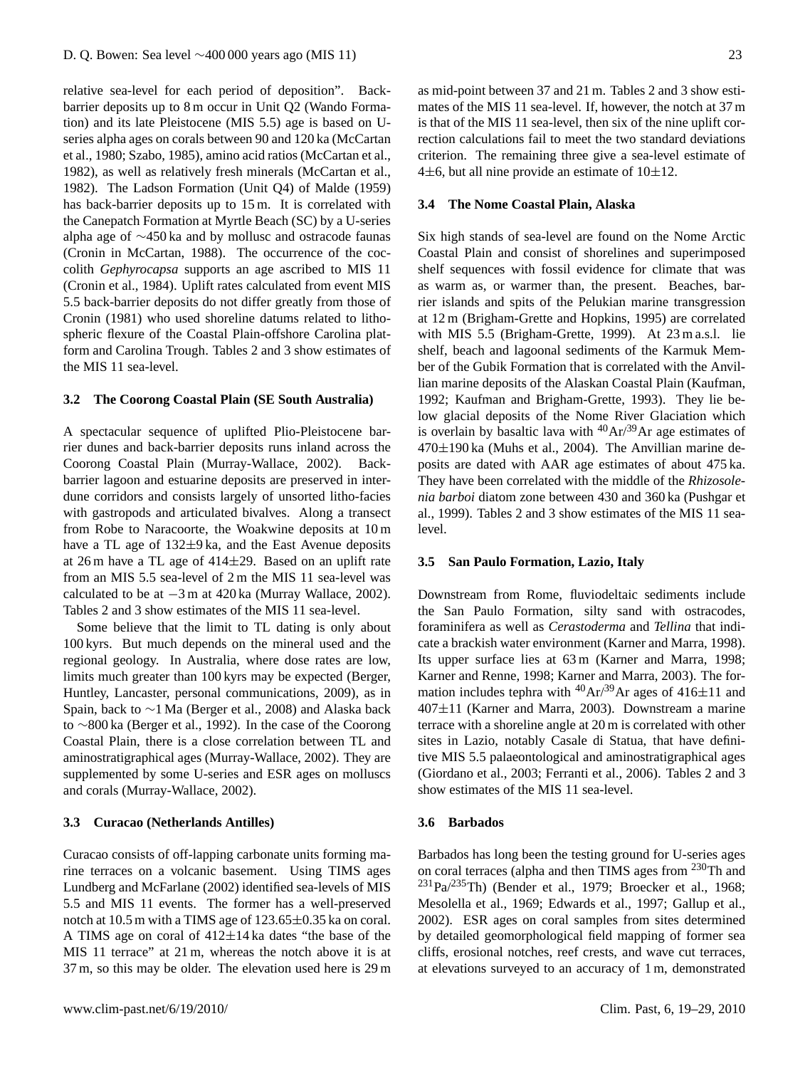relative sea-level for each period of deposition". Back-barrier deposits up to 8 m occur in Unit Q2 (Wando Formation) and its late Pleistocene (MIS 5.5) age is based on U-series alpha ages on corals between 90 and 120 ka (McCartan et al., 1980; Szabo, 1985), amino acid ratios (McCartan et al., 1982), as well as relatively fresh minerals (McCartan et al., 1982). The Ladson Formation (Unit Q4) of Malde (1959) has back-barrier deposits up to 15 m. It is correlated with the Canepatch Formation at Myrtle Beach (SC) by a U-series alpha age of ∼450 ka and by mollusc and ostracode faunas (Cronin in McCartan, 1988). The occurrence of the coccolith *Gephyrocapsa* supports an age ascribed to MIS 11 (Cronin et al., 1984). Uplift rates calculated from event MIS 5.5 back-barrier deposits do not differ greatly from those of Cronin (1981) who used shoreline datums related to lithospheric flexure of the Coastal Plain-offshore Carolina platform and Carolina Trough. Tables 2 and 3 show estimates of the MIS 11 sea-level.

### 3.2 The Coorong Coastal Plain (SE South Australia)

A spectacular sequence of uplifted Plio-Pleistocene barrier dunes and back-barrier deposits runs inland across the Coorong Coastal Plain (Murray-Wallace, 2002). Back-barrier lagoon and estuarine deposits are preserved in inter-dune corridors and consists largely of unsorted litho-facies with gastropods and articulated bivalves. Along a transect from Robe to Naracoorte, the Woakwine deposits at 10 m have a TL age of 132±9 ka, and the East Avenue deposits at 26 m have a TL age of 414±29. Based on an uplift rate from an MIS 5.5 sea-level of 2 m the MIS 11 sea-level was calculated to be at −3 m at 420 ka (Murray Wallace, 2002). Tables 2 and 3 show estimates of the MIS 11 sea-level.

Some believe that the limit to TL dating is only about 100 kyrs. But much depends on the mineral used and the regional geology. In Australia, where dose rates are low, limits much greater than 100 kyrs may be expected (Berger, Huntley, Lancaster, personal communications, 2009), as in Spain, back to ∼1 Ma (Berger et al., 2008) and Alaska back to ∼800 ka (Berger et al., 1992). In the case of the Coorong Coastal Plain, there is a close correlation between TL and aminostratigraphical ages (Murray-Wallace, 2002). They are supplemented by some U-series and ESR ages on molluscs and corals (Murray-Wallace, 2002).

### 3.3 Curacao (Netherlands Antilles)

Curacao consists of off-lapping carbonate units forming marine terraces on a volcanic basement. Using TIMS ages Lundberg and McFarlane (2002) identified sea-levels of MIS 5.5 and MIS 11 events. The former has a well-preserved notch at 10.5 m with a TIMS age of 123.65±0.35 ka on coral. A TIMS age on coral of 412±14 ka dates "the base of the MIS 11 terrace" at 21 m, whereas the notch above it is at 37 m, so this may be older. The elevation used here is 29 m as mid-point between 37 and 21 m. Tables 2 and 3 show estimates of the MIS 11 sea-level. If, however, the notch at 37 m is that of the MIS 11 sea-level, then six of the nine uplift correction calculations fail to meet the two standard deviations criterion. The remaining three give a sea-level estimate of 4±6, but all nine provide an estimate of 10±12.

### 3.4 The Nome Coastal Plain, Alaska

Six high stands of sea-level are found on the Nome Arctic Coastal Plain and consist of shorelines and superimposed shelf sequences with fossil evidence for climate that was as warm as, or warmer than, the present. Beaches, barrier islands and spits of the Pelukian marine transgression at 12 m (Brigham-Grette and Hopkins, 1995) are correlated with MIS 5.5 (Brigham-Grette, 1999). At 23 m a.s.l. lie shelf, beach and lagoonal sediments of the Karmuk Member of the Gubik Formation that is correlated with the Anvillian marine deposits of the Alaskan Coastal Plain (Kaufman, 1992; Kaufman and Brigham-Grette, 1993). They lie below glacial deposits of the Nome River Glaciation which is overlain by basaltic lava with $^{40}$Ar/$^{39}$Ar age estimates of 470±190 ka (Muhs et al., 2004). The Anvillian marine deposits are dated with AAR age estimates of about 475 ka. They have been correlated with the middle of the *Rhizosolenia barboi* diatom zone between 430 and 360 ka (Pushgar et al., 1999). Tables 2 and 3 show estimates of the MIS 11 sea-level.

### 3.5 San Paulo Formation, Lazio, Italy

Downstream from Rome, fluviodeltaic sediments include the San Paulo Formation, silty sand with ostracodes, foraminifera as well as *Cerastoderma* and *Tellina* that indicate a brackish water environment (Karner and Marra, 1998). Its upper surface lies at 63 m (Karner and Marra, 1998; Karner and Renne, 1998; Karner and Marra, 2003). The formation includes tephra with $^{40}$Ar/$^{39}$Ar ages of 416±11 and 407±11 (Karner and Marra, 2003). Downstream a marine terrace with a shoreline angle at 20 m is correlated with other sites in Lazio, notably Casale di Statua, that have definitive MIS 5.5 palaeontological and aminostratigraphical ages (Giordano et al., 2003; Ferranti et al., 2006). Tables 2 and 3 show estimates of the MIS 11 sea-level.

### 3.6 Barbados

Barbados has long been the testing ground for U-series ages on coral terraces (alpha and then TIMS ages from $^{230}$Th and $^{231}$Pa/$^{235}$Th) (Bender et al., 1979; Broecker et al., 1968; Mesolella et al., 1969; Edwards et al., 1997; Gallup et al., 2002). ESR ages on coral samples from sites determined by detailed geomorphological field mapping of former sea cliffs, erosional notches, reef crests, and wave cut terraces, at elevations surveyed to an accuracy of 1 m, demonstrated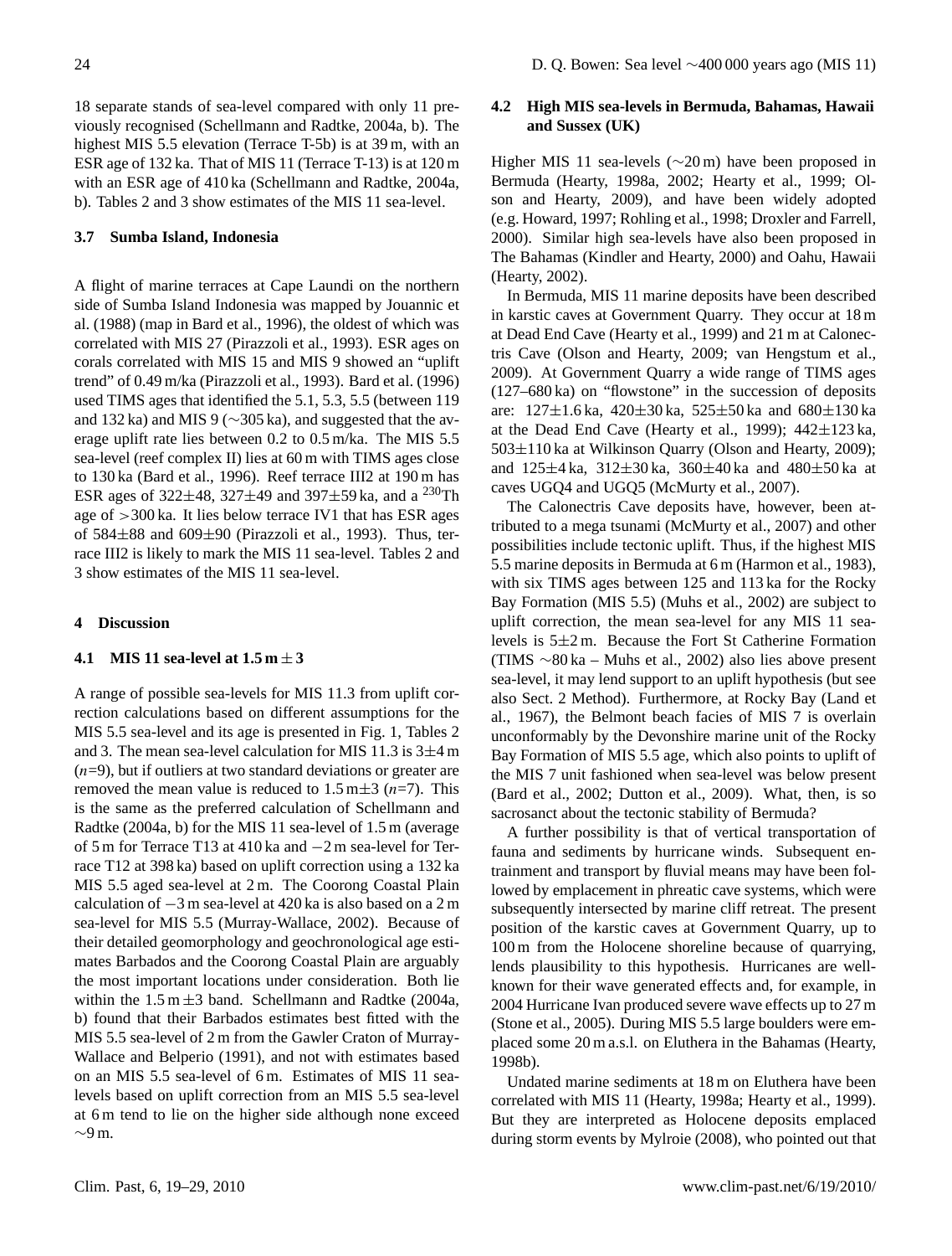18 separate stands of sea-level compared with only 11 previously recognised (Schellmann and Radtke, 2004a, b). The highest MIS 5.5 elevation (Terrace T-5b) is at 39 m, with an ESR age of 132 ka. That of MIS 11 (Terrace T-13) is at 120 m with an ESR age of 410 ka (Schellmann and Radtke, 2004a, b). Tables 2 and 3 show estimates of the MIS 11 sea-level.

### 3.7 Sumba Island, Indonesia

A flight of marine terraces at Cape Laundi on the northern side of Sumba Island Indonesia was mapped by Jouannic et al. (1988) (map in Bard et al., 1996), the oldest of which was correlated with MIS 27 (Pirazzoli et al., 1993). ESR ages on corals correlated with MIS 15 and MIS 9 showed an "uplift trend" of 0.49 m/ka (Pirazzoli et al., 1993). Bard et al. (1996) used TIMS ages that identified the 5.1, 5.3, 5.5 (between 119 and 132 ka) and MIS 9 (∼305 ka), and suggested that the average uplift rate lies between 0.2 to 0.5 m/ka. The MIS 5.5 sea-level (reef complex II) lies at 60 m with TIMS ages close to 130 ka (Bard et al., 1996). Reef terrace III2 at 190 m has ESR ages of 322±48, 327±49 and 397±59 ka, and a $^{230}$Th age of >300 ka. It lies below terrace IV1 that has ESR ages of 584±88 and 609±90 (Pirazzoli et al., 1993). Thus, terrace III2 is likely to mark the MIS 11 sea-level. Tables 2 and 3 show estimates of the MIS 11 sea-level.

## 4 Discussion

### 4.1 MIS 11 sea-level at 1.5 m ± 3

A range of possible sea-levels for MIS 11.3 from uplift correction calculations based on different assumptions for the MIS 5.5 sea-level and its age is presented in Fig. 1, Tables 2 and 3. The mean sea-level calculation for MIS 11.3 is 3±4 m ($n$=9), but if outliers at two standard deviations or greater are removed the mean value is reduced to 1.5 m±3 ($n$=7). This is the same as the preferred calculation of Schellmann and Radtke (2004a, b) for the MIS 11 sea-level of 1.5 m (average of 5 m for Terrace T13 at 410 ka and −2 m sea-level for Terrace T12 at 398 ka) based on uplift correction using a 132 ka MIS 5.5 aged sea-level at 2 m. The Coorong Coastal Plain calculation of −3 m sea-level at 420 ka is also based on a 2 m sea-level for MIS 5.5 (Murray-Wallace, 2002). Because of their detailed geomorphology and geochronological age estimates Barbados and the Coorong Coastal Plain are arguably the most important locations under consideration. Both lie within the 1.5 m ±3 band. Schellmann and Radtke (2004a, b) found that their Barbados estimates best fitted with the MIS 5.5 sea-level of 2 m from the Gawler Craton of Murray-Wallace and Belperio (1991), and not with estimates based on an MIS 5.5 sea-level of 6 m. Estimates of MIS 11 sea-levels based on uplift correction from an MIS 5.5 sea-level at 6 m tend to lie on the higher side although none exceed ∼9 m.

### 4.2 High MIS sea-levels in Bermuda, Bahamas, Hawaii and Sussex (UK)

Higher MIS 11 sea-levels (∼20 m) have been proposed in Bermuda (Hearty, 1998a, 2002; Hearty et al., 1999; Olson and Hearty, 2009), and have been widely adopted (e.g. Howard, 1997; Rohling et al., 1998; Droxler and Farrell, 2000). Similar high sea-levels have also been proposed in The Bahamas (Kindler and Hearty, 2000) and Oahu, Hawaii (Hearty, 2002).

In Bermuda, MIS 11 marine deposits have been described in karstic caves at Government Quarry. They occur at 18 m at Dead End Cave (Hearty et al., 1999) and 21 m at Calonectris Cave (Olson and Hearty, 2009; van Hengstum et al., 2009). At Government Quarry a wide range of TIMS ages (127–680 ka) on "flowstone" in the succession of deposits are: 127±1.6 ka, 420±30 ka, 525±50 ka and 680±130 ka at the Dead End Cave (Hearty et al., 1999); 442±123 ka, 503±110 ka at Wilkinson Quarry (Olson and Hearty, 2009); and 125±4 ka, 312±30 ka, 360±40 ka and 480±50 ka at caves UGQ4 and UGQ5 (McMurty et al., 2007).

The Calonectris Cave deposits have, however, been attributed to a mega tsunami (McMurty et al., 2007) and other possibilities include tectonic uplift. Thus, if the highest MIS 5.5 marine deposits in Bermuda at 6 m (Harmon et al., 1983), with six TIMS ages between 125 and 113 ka for the Rocky Bay Formation (MIS 5.5) (Muhs et al., 2002) are subject to uplift correction, the mean sea-level for any MIS 11 sea-levels is 5±2 m. Because the Fort St Catherine Formation (TIMS ∼80 ka – Muhs et al., 2002) also lies above present sea-level, it may lend support to an uplift hypothesis (but see also Sect. 2 Method). Furthermore, at Rocky Bay (Land et al., 1967), the Belmont beach facies of MIS 7 is overlain unconformably by the Devonshire marine unit of the Rocky Bay Formation of MIS 5.5 age, which also points to uplift of the MIS 7 unit fashioned when sea-level was below present (Bard et al., 2002; Dutton et al., 2009). What, then, is so sacrosanct about the tectonic stability of Bermuda?

A further possibility is that of vertical transportation of fauna and sediments by hurricane winds. Subsequent entrainment and transport by fluvial means may have been followed by emplacement in phreatic cave systems, which were subsequently intersected by marine cliff retreat. The present position of the karstic caves at Government Quarry, up to 100 m from the Holocene shoreline because of quarrying, lends plausibility to this hypothesis. Hurricanes are well-known for their wave generated effects and, for example, in 2004 Hurricane Ivan produced severe wave effects up to 27 m (Stone et al., 2005). During MIS 5.5 large boulders were emplaced some 20 m a.s.l. on Eluthera in the Bahamas (Hearty, 1998b).

Undated marine sediments at 18 m on Eluthera have been correlated with MIS 11 (Hearty, 1998a; Hearty et al., 1999). But they are interpreted as Holocene deposits emplaced during storm events by Mylroie (2008), who pointed out that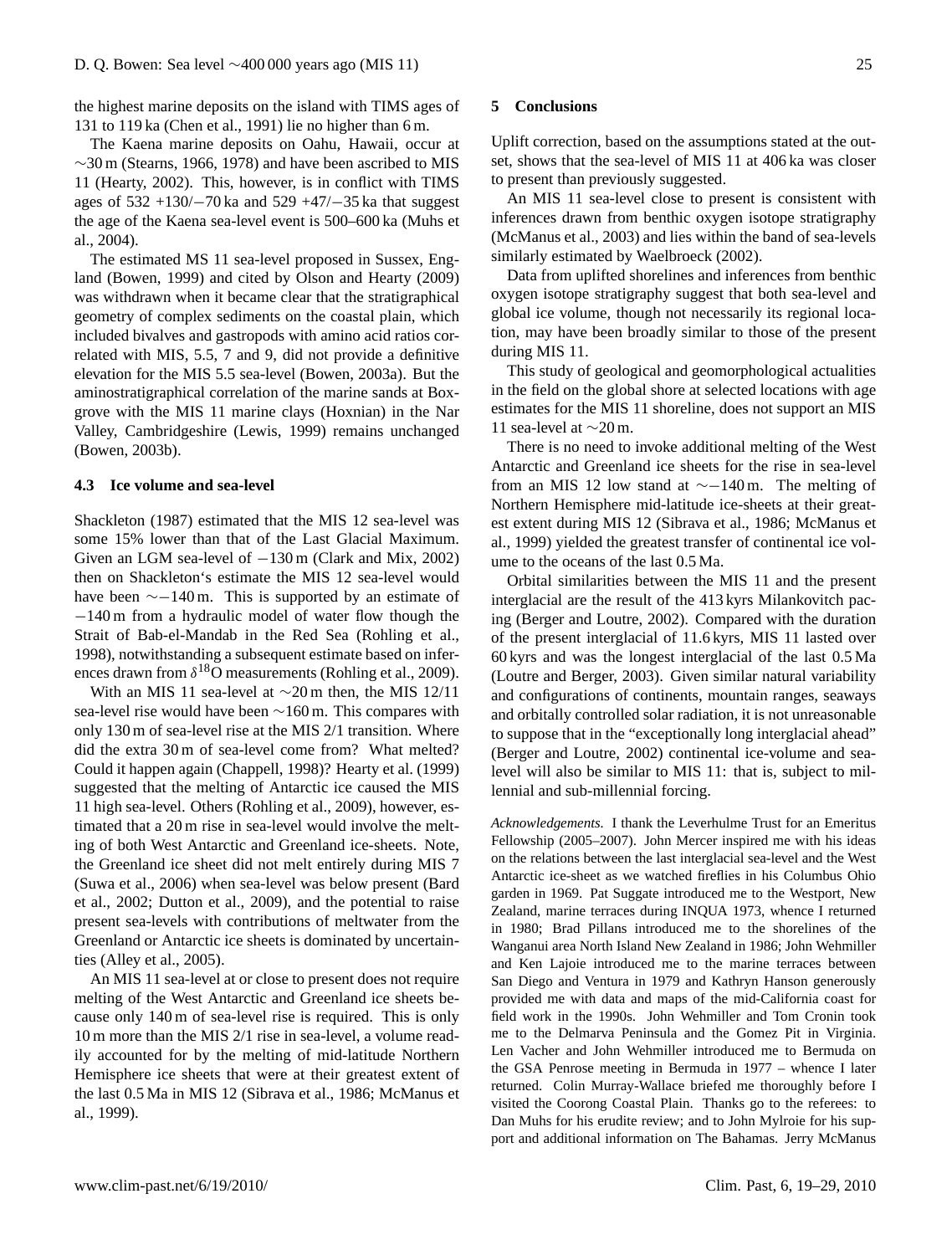the highest marine deposits on the island with TIMS ages of 131 to 119 ka (Chen et al., 1991) lie no higher than 6 m.

The Kaena marine deposits on Oahu, Hawaii, occur at ∼30 m (Stearns, 1966, 1978) and have been ascribed to MIS 11 (Hearty, 2002). This, however, is in conflict with TIMS ages of 532 +130/−70 ka and 529 +47/−35 ka that suggest the age of the Kaena sea-level event is 500–600 ka (Muhs et al., 2004).

The estimated MS 11 sea-level proposed in Sussex, England (Bowen, 1999) and cited by Olson and Hearty (2009) was withdrawn when it became clear that the stratigraphical geometry of complex sediments on the coastal plain, which included bivalves and gastropods with amino acid ratios correlated with MIS, 5.5, 7 and 9, did not provide a definitive elevation for the MIS 5.5 sea-level (Bowen, 2003a). But the aminostratigraphical correlation of the marine sands at Boxgrove with the MIS 11 marine clays (Hoxnian) in the Nar Valley, Cambridgeshire (Lewis, 1999) remains unchanged (Bowen, 2003b).

### 4.3 Ice volume and sea-level

Shackleton (1987) estimated that the MIS 12 sea-level was some 15% lower than that of the Last Glacial Maximum. Given an LGM sea-level of −130 m (Clark and Mix, 2002) then on Shackleton's estimate the MIS 12 sea-level would have been ∼−140 m. This is supported by an estimate of −140 m from a hydraulic model of water flow though the Strait of Bab-el-Mandab in the Red Sea (Rohling et al., 1998), notwithstanding a subsequent estimate based on inferences drawn from $\delta^{18}$O measurements (Rohling et al., 2009).

With an MIS 11 sea-level at ∼20 m then, the MIS 12/11 sea-level rise would have been ∼160 m. This compares with only 130 m of sea-level rise at the MIS 2/1 transition. Where did the extra 30 m of sea-level come from? What melted? Could it happen again (Chappell, 1998)? Hearty et al. (1999) suggested that the melting of Antarctic ice caused the MIS 11 high sea-level. Others (Rohling et al., 2009), however, estimated that a 20 m rise in sea-level would involve the melting of both West Antarctic and Greenland ice-sheets. Note, the Greenland ice sheet did not melt entirely during MIS 7 (Suwa et al., 2006) when sea-level was below present (Bard et al., 2002; Dutton et al., 2009), and the potential to raise present sea-levels with contributions of meltwater from the Greenland or Antarctic ice sheets is dominated by uncertainties (Alley et al., 2005).

An MIS 11 sea-level at or close to present does not require melting of the West Antarctic and Greenland ice sheets because only 140 m of sea-level rise is required. This is only 10 m more than the MIS 2/1 rise in sea-level, a volume readily accounted for by the melting of mid-latitude Northern Hemisphere ice sheets that were at their greatest extent of the last 0.5 Ma in MIS 12 (Sibrava et al., 1986; McManus et al., 1999).

## 5 Conclusions

Uplift correction, based on the assumptions stated at the outset, shows that the sea-level of MIS 11 at 406 ka was closer to present than previously suggested.

An MIS 11 sea-level close to present is consistent with inferences drawn from benthic oxygen isotope stratigraphy (McManus et al., 2003) and lies within the band of sea-levels similarly estimated by Waelbroeck (2002).

Data from uplifted shorelines and inferences from benthic oxygen isotope stratigraphy suggest that both sea-level and global ice volume, though not necessarily its regional location, may have been broadly similar to those of the present during MIS 11.

This study of geological and geomorphological actualities in the field on the global shore at selected locations with age estimates for the MIS 11 shoreline, does not support an MIS 11 sea-level at ∼20 m.

There is no need to invoke additional melting of the West Antarctic and Greenland ice sheets for the rise in sea-level from an MIS 12 low stand at ∼−140 m. The melting of Northern Hemisphere mid-latitude ice-sheets at their greatest extent during MIS 12 (Sibrava et al., 1986; McManus et al., 1999) yielded the greatest transfer of continental ice volume to the oceans of the last 0.5 Ma.

Orbital similarities between the MIS 11 and the present interglacial are the result of the 413 kyrs Milankovitch pacing (Berger and Loutre, 2002). Compared with the duration of the present interglacial of 11.6 kyrs, MIS 11 lasted over 60 kyrs and was the longest interglacial of the last 0.5 Ma (Loutre and Berger, 2003). Given similar natural variability and configurations of continents, mountain ranges, seaways and orbitally controlled solar radiation, it is not unreasonable to suppose that in the "exceptionally long interglacial ahead" (Berger and Loutre, 2002) continental ice-volume and sea-level will also be similar to MIS 11: that is, subject to millennial and sub-millennial forcing.

*Acknowledgements.* I thank the Leverhulme Trust for an Emeritus Fellowship (2005–2007). John Mercer inspired me with his ideas on the relations between the last interglacial sea-level and the West Antarctic ice-sheet as we watched fireflies in his Columbus Ohio garden in 1969. Pat Suggate introduced me to the Westport, New Zealand, marine terraces during INQUA 1973, whence I returned in 1980; Brad Pillans introduced me to the shorelines of the Wanganui area North Island New Zealand in 1986; John Wehmiller and Ken Lajoie introduced me to the marine terraces between San Diego and Ventura in 1979 and Kathryn Hanson generously provided me with data and maps of the mid-California coast for field work in the 1990s. John Wehmiller and Tom Cronin took me to the Delmarva Peninsula and the Gomez Pit in Virginia. Len Vacher and John Wehmiller introduced me to Bermuda on the GSA Penrose meeting in Bermuda in 1977 – whence I later returned. Colin Murray-Wallace briefed me thoroughly before I visited the Coorong Coastal Plain. Thanks go to the referees: to Dan Muhs for his erudite review; and to John Mylroie for his support and additional information on The Bahamas. Jerry McManus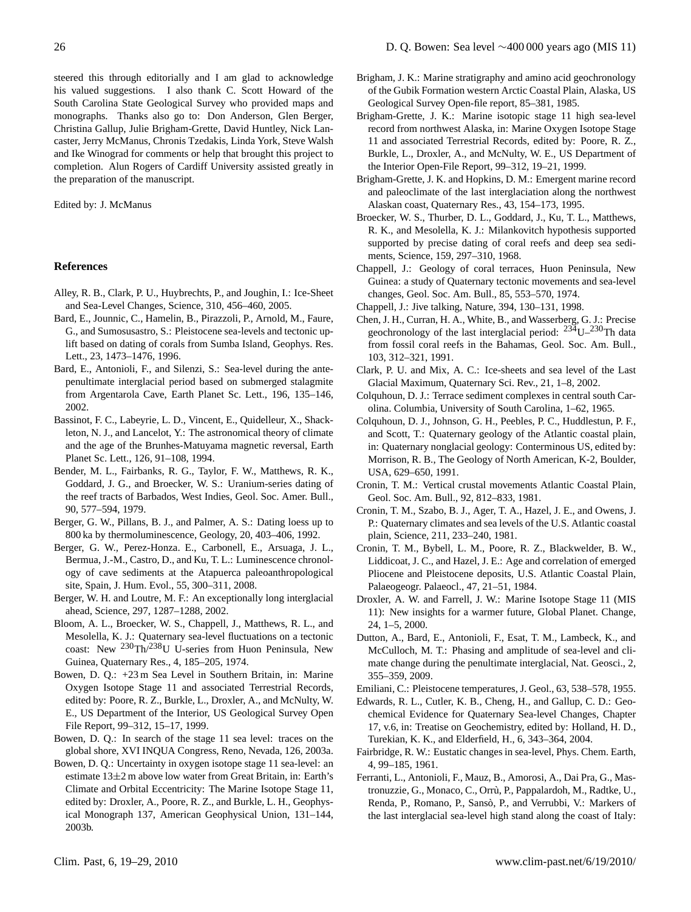steered this through editorially and I am glad to acknowledge his valued suggestions. I also thank C. Scott Howard of the South Carolina State Geological Survey who provided maps and monographs. Thanks also go to: Don Anderson, Glen Berger, Christina Gallup, Julie Brigham-Grette, David Huntley, Nick Lancaster, Jerry McManus, Chronis Tzedakis, Linda York, Steve Walsh and Ike Winograd for comments or help that brought this project to completion. Alun Rogers of Cardiff University assisted greatly in the preparation of the manuscript.

Edited by: J. McManus

## References

Alley, R. B., Clark, P. U., Huybrechts, P., and Joughin, I.: Ice-Sheet and Sea-Level Changes, Science, 310, 456–460, 2005.

Bard, E., Jounnic, C., Hamelin, B., Pirazzoli, P., Arnold, M., Faure, G., and Sumosusastro, S.: Pleistocene sea-levels and tectonic uplift based on dating of corals from Sumba Island, Geophys. Res. Lett., 23, 1473–1476, 1996.

Bard, E., Antonioli, F., and Silenzi, S.: Sea-level during the antepenultimate interglacial period based on submerged stalagmite from Argentarola Cave, Earth Planet Sc. Lett., 196, 135–146, 2002.

Bassinot, F. C., Labeyrie, L. D., Vincent, E., Quidelleur, X., Shackleton, N. J., and Lancelot, Y.: The astronomical theory of climate and the age of the Brunhes-Matuyama magnetic reversal, Earth Planet Sc. Lett., 126, 91–108, 1994.

Bender, M. L., Fairbanks, R. G., Taylor, F. W., Matthews, R. K., Goddard, J. G., and Broecker, W. S.: Uranium-series dating of the reef tracts of Barbados, West Indies, Geol. Soc. Amer. Bull., 90, 577–594, 1979.

Berger, G. W., Pillans, B. J., and Palmer, A. S.: Dating loess up to 800 ka by thermoluminescence, Geology, 20, 403–406, 1992.

Berger, G. W., Perez-Honza. E., Carbonell, E., Arsuaga, J. L., Bermua, J.-M., Castro, D., and Ku, T. L.: Luminescence chronology of cave sediments at the Atapuerca paleoanthropological site, Spain, J. Hum. Evol., 55, 300–311, 2008.

Berger, W. H. and Loutre, M. F.: An exceptionally long interglacial ahead, Science, 297, 1287–1288, 2002.

Bloom, A. L., Broecker, W. S., Chappell, J., Matthews, R. L., and Mesolella, K. J.: Quaternary sea-level fluctuations on a tectonic coast: New $^{230}$Th/$^{238}$U U-series from Huon Peninsula, New Guinea, Quaternary Res., 4, 185–205, 1974.

Bowen, D. Q.: +23 m Sea Level in Southern Britain, in: Marine Oxygen Isotope Stage 11 and associated Terrestrial Records, edited by: Poore, R. Z., Burkle, L., Droxler, A., and McNulty, W. E., US Department of the Interior, US Geological Survey Open File Report, 99–312, 15–17, 1999.

Bowen, D. Q.: In search of the stage 11 sea level: traces on the global shore, XVI INQUA Congress, Reno, Nevada, 126, 2003a.

Bowen, D. Q.: Uncertainty in oxygen isotope stage 11 sea-level: an estimate 13±2 m above low water from Great Britain, in: Earth's Climate and Orbital Eccentricity: The Marine Isotope Stage 11, edited by: Droxler, A., Poore, R. Z., and Burkle, L. H., Geophysical Monograph 137, American Geophysical Union, 131–144, 2003b.

Brigham, J. K.: Marine stratigraphy and amino acid geochronology of the Gubik Formation western Arctic Coastal Plain, Alaska, US Geological Survey Open-file report, 85–381, 1985.

Brigham-Grette, J. K.: Marine isotopic stage 11 high sea-level record from northwest Alaska, in: Marine Oxygen Isotope Stage 11 and associated Terrestrial Records, edited by: Poore, R. Z., Burkle, L., Droxler, A., and McNulty, W. E., US Department of the Interior Open-File Report, 99–312, 19–21, 1999.

Brigham-Grette, J. K. and Hopkins, D. M.: Emergent marine record and paleoclimate of the last interglaciation along the northwest Alaskan coast, Quaternary Res., 43, 154–173, 1995.

Broecker, W. S., Thurber, D. L., Goddard, J., Ku, T. L., Matthews, R. K., and Mesolella, K. J.: Milankovitch hypothesis supported supported by precise dating of coral reefs and deep sea sediments, Science, 159, 297–310, 1968.

Chappell, J.: Geology of coral terraces, Huon Peninsula, New Guinea: a study of Quaternary tectonic movements and sea-level changes, Geol. Soc. Am. Bull., 85, 553–570, 1974.

Chappell, J.: Jive talking, Nature, 394, 130–131, 1998.

Chen, J. H., Curran, H. A., White, B., and Wasserberg, G. J.: Precise geochronology of the last interglacial period: $^{234}$U–$^{230}$Th data from fossil coral reefs in the Bahamas, Geol. Soc. Am. Bull., 103, 312–321, 1991.

Clark, P. U. and Mix, A. C.: Ice-sheets and sea level of the Last Glacial Maximum, Quaternary Sci. Rev., 21, 1–8, 2002.

Colquhoun, D. J.: Terrace sediment complexes in central south Carolina. Columbia, University of South Carolina, 1–62, 1965.

Colquhoun, D. J., Johnson, G. H., Peebles, P. C., Huddlestun, P. F., and Scott, T.: Quaternary geology of the Atlantic coastal plain, in: Quaternary nonglacial geology: Conterminous US, edited by: Morrison, R. B., The Geology of North American, K-2, Boulder, USA, 629–650, 1991.

Cronin, T. M.: Vertical crustal movements Atlantic Coastal Plain, Geol. Soc. Am. Bull., 92, 812–833, 1981.

Cronin, T. M., Szabo, B. J., Ager, T. A., Hazel, J. E., and Owens, J. P.: Quaternary climates and sea levels of the U.S. Atlantic coastal plain, Science, 211, 233–240, 1981.

Cronin, T. M., Bybell, L. M., Poore, R. Z., Blackwelder, B. W., Liddicoat, J. C., and Hazel, J. E.: Age and correlation of emerged Pliocene and Pleistocene deposits, U.S. Atlantic Coastal Plain, Palaeogeogr. Palaeocl., 47, 21–51, 1984.

Droxler, A. W. and Farrell, J. W.: Marine Isotope Stage 11 (MIS 11): New insights for a warmer future, Global Planet. Change, 24, 1–5, 2000.

Dutton, A., Bard, E., Antonioli, F., Esat, T. M., Lambeck, K., and McCulloch, M. T.: Phasing and amplitude of sea-level and climate change during the penultimate interglacial, Nat. Geosci., 2, 355–359, 2009.

Emiliani, C.: Pleistocene temperatures, J. Geol., 63, 538–578, 1955.

Edwards, R. L., Cutler, K. B., Cheng, H., and Gallup, C. D.: Geochemical Evidence for Quaternary Sea-level Changes, Chapter 17, v.6, in: Treatise on Geochemistry, edited by: Holland, H. D., Turekian, K. K., and Elderfield, H., 6, 343–364, 2004.

Fairbridge, R. W.: Eustatic changes in sea-level, Phys. Chem. Earth, 4, 99–185, 1961.

Ferranti, L., Antonioli, F., Mauz, B., Amorosi, A., Dai Pra, G., Mastronuzzie, G., Monaco, C., Orrù, P., Pappalardoh, M., Radtke, U., Renda, P., Romano, P., Sansò, P., and Verrubbi, V.: Markers of the last interglacial sea-level high stand along the coast of Italy: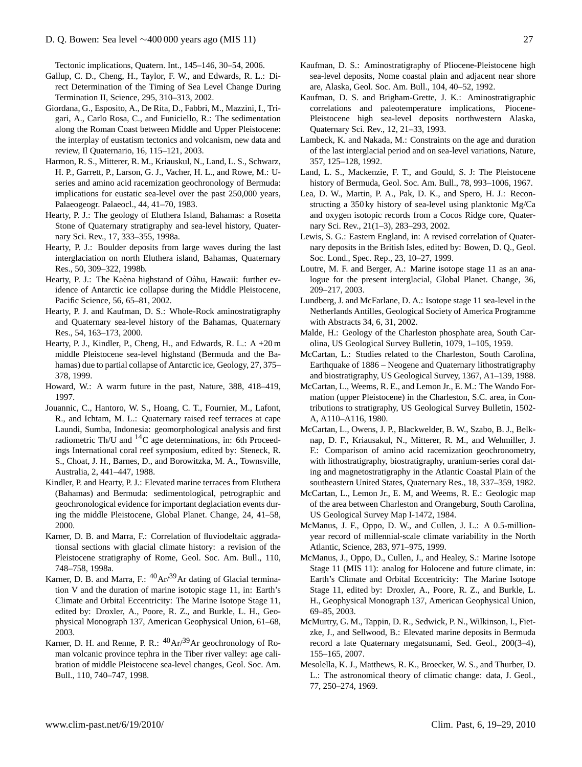Tectonic implications, Quatern. Int., 145–146, 30–54, 2006.

Gallup, C. D., Cheng, H., Taylor, F. W., and Edwards, R. L.: Direct Determination of the Timing of Sea Level Change During Termination II, Science, 295, 310–313, 2002.

Giordana, G., Esposito, A., De Rita, D., Fabbri, M., Mazzini, I., Trigari, A., Carlo Rosa, C., and Funiciello, R.: The sedimentation along the Roman Coast between Middle and Upper Pleistocene: the interplay of eustatism tectonics and volcanism, new data and review, Il Quaternario, 16, 115–121, 2003.

Harmon, R. S., Mitterer, R. M., Kriauskul, N., Land, L. S., Schwarz, H. P., Garrett, P., Larson, G. J., Vacher, H. L., and Rowe, M.: U-series and amino acid racemization geochronology of Bermuda: implications for eustatic sea-level over the past 250,000 years, Palaeogeogr. Palaeocl., 44, 41–70, 1983.

Hearty, P. J.: The geology of Eluthera Island, Bahamas: a Rosetta Stone of Quaternary stratigraphy and sea-level history, Quaternary Sci. Rev., 17, 333–355, 1998a.

Hearty, P. J.: Boulder deposits from large waves during the last interglaciation on north Eluthera island, Bahamas, Quaternary Res., 50, 309–322, 1998b.

Hearty, P. J.: The Kaèna highstand of Oàhu, Hawaii: further evidence of Antarctic ice collapse during the Middle Pleistocene, Pacific Science, 56, 65–81, 2002.

Hearty, P. J. and Kaufman, D. S.: Whole-Rock aminostratigraphy and Quaternary sea-level history of the Bahamas, Quaternary Res., 54, 163–173, 2000.

Hearty, P. J., Kindler, P., Cheng, H., and Edwards, R. L.: A +20 m middle Pleistocene sea-level highstand (Bermuda and the Bahamas) due to partial collapse of Antarctic ice, Geology, 27, 375–378, 1999.

Howard, W.: A warm future in the past, Nature, 388, 418–419, 1997.

Jouannic, C., Hantoro, W. S., Hoang, C. T., Fournier, M., Lafont, R., and Ichtam, M. L.: Quaternary raised reef terraces at cape Laundi, Sumba, Indonesia: geomorphological analysis and first radiometric Th/U and $^{14}$C age determinations, in: 6th Proceedings International coral reef symposium, edited by: Steneck, R. S., Choat, J. H., Barnes, D., and Borowitzka, M. A., Townsville, Australia, 2, 441–447, 1988.

Kindler, P. and Hearty, P. J.: Elevated marine terraces from Eluthera (Bahamas) and Bermuda: sedimentological, petrographic and geochronological evidence for important deglaciation events during the middle Pleistocene, Global Planet. Change, 24, 41–58, 2000.

Karner, D. B. and Marra, F.: Correlation of fluviodeltaic aggradationsal sections with glacial climate history: a revision of the Pleistocene stratigraphy of Rome, Geol. Soc. Am. Bull., 110, 748–758, 1998a.

Karner, D. B. and Marra, F.: $^{40}$Ar/$^{39}$Ar dating of Glacial termination V and the duration of marine isotopic stage 11, in: Earth's Climate and Orbital Eccentricity: The Marine Isotope Stage 11, edited by: Droxler, A., Poore, R. Z., and Burkle, L. H., Geophysical Monograph 137, American Geophysical Union, 61–68, 2003.

Karner, D. H. and Renne, P. R.: $^{40}$Ar/$^{39}$Ar geochronology of Roman volcanic province tephra in the Tiber river valley: age calibration of middle Pleistocene sea-level changes, Geol. Soc. Am. Bull., 110, 740–747, 1998.

Kaufman, D. S.: Aminostratigraphy of Pliocene-Pleistocene high sea-level deposits, Nome coastal plain and adjacent near shore are, Alaska, Geol. Soc. Am. Bull., 104, 40–52, 1992.

Kaufman, D. S. and Brigham-Grette, J. K.: Aminostratigraphic correlations and paleotemperature implications, Piocene-Pleistocene high sea-level deposits northwestern Alaska, Quaternary Sci. Rev., 12, 21–33, 1993.

Lambeck, K. and Nakada, M.: Constraints on the age and duration of the last interglacial period and on sea-level variations, Nature, 357, 125–128, 1992.

Land, L. S., Mackenzie, F. T., and Gould, S. J: The Pleistocene history of Bermuda, Geol. Soc. Am. Bull., 78, 993–1006, 1967.

Lea, D. W., Martin, P. A., Pak, D. K., and Spero, H. J.: Reconstructing a 350 ky history of sea-level using planktonic Mg/Ca and oxygen isotopic records from a Cocos Ridge core, Quaternary Sci. Rev., 21(1–3), 283–293, 2002.

Lewis, S. G.: Eastern England, in: A revised correlation of Quaternary deposits in the British Isles, edited by: Bowen, D. Q., Geol. Soc. Lond., Spec. Rep., 23, 10–27, 1999.

Loutre, M. F. and Berger, A.: Marine isotope stage 11 as an analogue for the present interglacial, Global Planet. Change, 36, 209–217, 2003.

Lundberg, J. and McFarlane, D. A.: Isotope stage 11 sea-level in the Netherlands Antilles, Geological Society of America Programme with Abstracts 34, 6, 31, 2002.

Malde, H.: Geology of the Charleston phosphate area, South Carolina, US Geological Survey Bulletin, 1079, 1–105, 1959.

McCartan, L.: Studies related to the Charleston, South Carolina, Earthquake of 1886 – Neogene and Quaternary lithostratigraphy and biostratigraphy, US Geological Survey, 1367, A1–139, 1988.

McCartan, L., Weems, R. E., and Lemon Jr., E. M.: The Wando Formation (upper Pleistocene) in the Charleston, S.C. area, in Contributions to stratigraphy, US Geological Survey Bulletin, 1502-A, A110–A116, 1980.

McCartan, L., Owens, J. P., Blackwelder, B. W., Szabo, B. J., Belknap, D. F., Kriausakul, N., Mitterer, R. M., and Wehmiller, J. F.: Comparison of amino acid racemization geochronometry, with lithostratigraphy, biostratigraphy, uranium-series coral dating and magnetostratigraphy in the Atlantic Coastal Plain of the southeastern United States, Quaternary Res., 18, 337–359, 1982.

McCartan, L., Lemon Jr., E. M, and Weems, R. E.: Geologic map of the area between Charleston and Orangeburg, South Carolina, US Geological Survey Map I-1472, 1984.

McManus, J. F., Oppo, D. W., and Cullen, J. L.: A 0.5-million-year record of millennial-scale climate variability in the North Atlantic, Science, 283, 971–975, 1999.

McManus, J., Oppo, D., Cullen, J., and Healey, S.: Marine Isotope Stage 11 (MIS 11): analog for Holocene and future climate, in: Earth's Climate and Orbital Eccentricity: The Marine Isotope Stage 11, edited by: Droxler, A., Poore, R. Z., and Burkle, L. H., Geophysical Monograph 137, American Geophysical Union, 69–85, 2003.

McMurtry, G. M., Tappin, D. R., Sedwick, P. N., Wilkinson, I., Fietzke, J., and Sellwood, B.: Elevated marine deposits in Bermuda record a late Quaternary megatsunami, Sed. Geol., 200(3–4), 155–165, 2007.

Mesolella, K. J., Matthews, R. K., Broecker, W. S., and Thurber, D. L.: The astronomical theory of climatic change: data, J. Geol., 77, 250–274, 1969.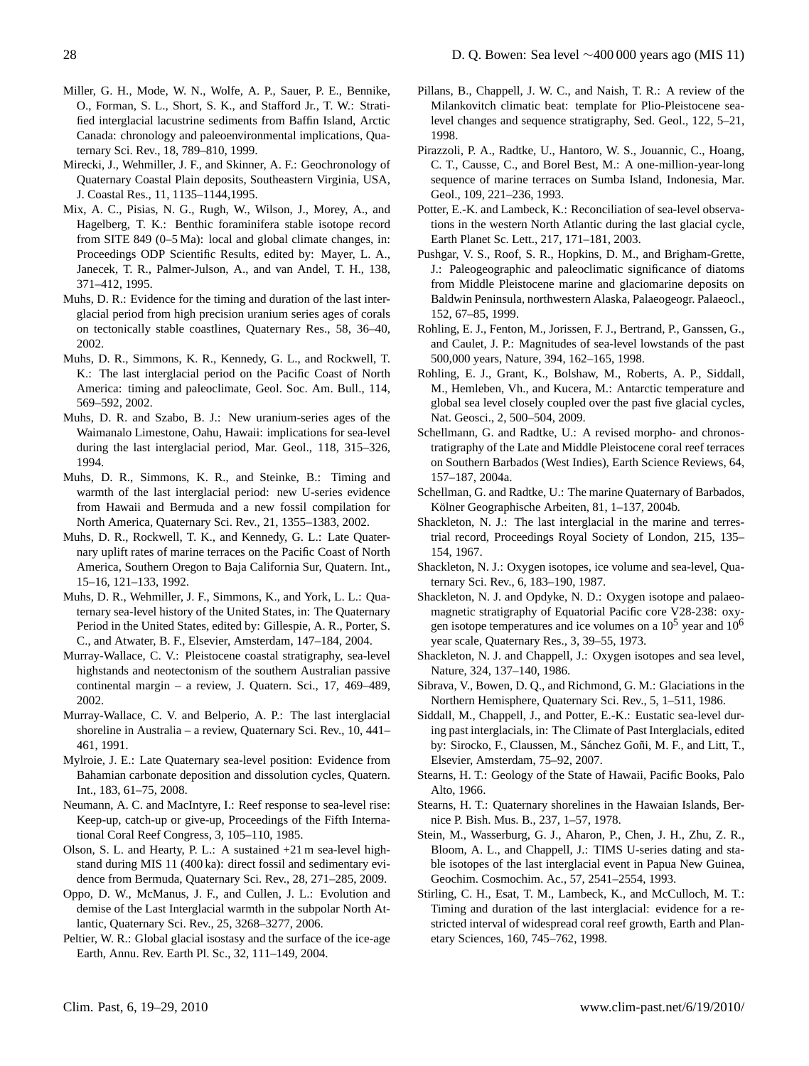Miller, G. H., Mode, W. N., Wolfe, A. P., Sauer, P. E., Bennike, O., Forman, S. L., Short, S. K., and Stafford Jr., T. W.: Stratified interglacial lacustrine sediments from Baffin Island, Arctic Canada: chronology and paleoenvironmental implications, Quaternary Sci. Rev., 18, 789–810, 1999.

Mirecki, J., Wehmiller, J. F., and Skinner, A. F.: Geochronology of Quaternary Coastal Plain deposits, Southeastern Virginia, USA, J. Coastal Res., 11, 1135–1144,1995.

Mix, A. C., Pisias, N. G., Rugh, W., Wilson, J., Morey, A., and Hagelberg, T. K.: Benthic foraminifera stable isotope record from SITE 849 (0–5 Ma): local and global climate changes, in: Proceedings ODP Scientific Results, edited by: Mayer, L. A., Janecek, T. R., Palmer-Julson, A., and van Andel, T. H., 138, 371–412, 1995.

Muhs, D. R.: Evidence for the timing and duration of the last interglacial period from high precision uranium series ages of corals on tectonically stable coastlines, Quaternary Res., 58, 36–40, 2002.

Muhs, D. R., Simmons, K. R., Kennedy, G. L., and Rockwell, T. K.: The last interglacial period on the Pacific Coast of North America: timing and paleoclimate, Geol. Soc. Am. Bull., 114, 569–592, 2002.

Muhs, D. R. and Szabo, B. J.: New uranium-series ages of the Waimanalo Limestone, Oahu, Hawaii: implications for sea-level during the last interglacial period, Mar. Geol., 118, 315–326, 1994.

Muhs, D. R., Simmons, K. R., and Steinke, B.: Timing and warmth of the last interglacial period: new U-series evidence from Hawaii and Bermuda and a new fossil compilation for North America, Quaternary Sci. Rev., 21, 1355–1383, 2002.

Muhs, D. R., Rockwell, T. K., and Kennedy, G. L.: Late Quaternary uplift rates of marine terraces on the Pacific Coast of North America, Southern Oregon to Baja California Sur, Quatern. Int., 15–16, 121–133, 1992.

Muhs, D. R., Wehmiller, J. F., Simmons, K., and York, L. L.: Quaternary sea-level history of the United States, in: The Quaternary Period in the United States, edited by: Gillespie, A. R., Porter, S. C., and Atwater, B. F., Elsevier, Amsterdam, 147–184, 2004.

Murray-Wallace, C. V.: Pleistocene coastal stratigraphy, sea-level highstands and neotectonism of the southern Australian passive continental margin – a review, J. Quatern. Sci., 17, 469–489, 2002.

Murray-Wallace, C. V. and Belperio, A. P.: The last interglacial shoreline in Australia – a review, Quaternary Sci. Rev., 10, 441–461, 1991.

Mylroie, J. E.: Late Quaternary sea-level position: Evidence from Bahamian carbonate deposition and dissolution cycles, Quatern. Int., 183, 61–75, 2008.

Neumann, A. C. and MacIntyre, I.: Reef response to sea-level rise: Keep-up, catch-up or give-up, Proceedings of the Fifth International Coral Reef Congress, 3, 105–110, 1985.

Olson, S. L. and Hearty, P. L.: A sustained +21 m sea-level highstand during MIS 11 (400 ka): direct fossil and sedimentary evidence from Bermuda, Quaternary Sci. Rev., 28, 271–285, 2009.

Oppo, D. W., McManus, J. F., and Cullen, J. L.: Evolution and demise of the Last Interglacial warmth in the subpolar North Atlantic, Quaternary Sci. Rev., 25, 3268–3277, 2006.

Peltier, W. R.: Global glacial isostasy and the surface of the ice-age Earth, Annu. Rev. Earth Pl. Sc., 32, 111–149, 2004.

Pillans, B., Chappell, J. W. C., and Naish, T. R.: A review of the Milankovitch climatic beat: template for Plio-Pleistocene sea-level changes and sequence stratigraphy, Sed. Geol., 122, 5–21, 1998.

Pirazzoli, P. A., Radtke, U., Hantoro, W. S., Jouannic, C., Hoang, C. T., Causse, C., and Borel Best, M.: A one-million-year-long sequence of marine terraces on Sumba Island, Indonesia, Mar. Geol., 109, 221–236, 1993.

Potter, E.-K. and Lambeck, K.: Reconciliation of sea-level observations in the western North Atlantic during the last glacial cycle, Earth Planet Sc. Lett., 217, 171–181, 2003.

Pushgar, V. S., Roof, S. R., Hopkins, D. M., and Brigham-Grette, J.: Paleogeographic and paleoclimatic significance of diatoms from Middle Pleistocene marine and glaciomarine deposits on Baldwin Peninsula, northwestern Alaska, Palaeogeogr. Palaeocl., 152, 67–85, 1999.

Rohling, E. J., Fenton, M., Jorissen, F. J., Bertrand, P., Ganssen, G., and Caulet, J. P.: Magnitudes of sea-level lowstands of the past 500,000 years, Nature, 394, 162–165, 1998.

Rohling, E. J., Grant, K., Bolshaw, M., Roberts, A. P., Siddall, M., Hemleben, Vh., and Kucera, M.: Antarctic temperature and global sea level closely coupled over the past five glacial cycles, Nat. Geosci., 2, 500–504, 2009.

Schellmann, G. and Radtke, U.: A revised morpho- and chronostratigraphy of the Late and Middle Pleistocene coral reef terraces on Southern Barbados (West Indies), Earth Science Reviews, 64, 157–187, 2004a.

Schellman, G. and Radtke, U.: The marine Quaternary of Barbados, Kölner Geographische Arbeiten, 81, 1–137, 2004b.

Shackleton, N. J.: The last interglacial in the marine and terrestrial record, Proceedings Royal Society of London, 215, 135–154, 1967.

Shackleton, N. J.: Oxygen isotopes, ice volume and sea-level, Quaternary Sci. Rev., 6, 183–190, 1987.

Shackleton, N. J. and Opdyke, N. D.: Oxygen isotope and palaeomagnetic stratigraphy of Equatorial Pacific core V28-238: oxygen isotope temperatures and ice volumes on a $10^5$ year and $10^6$ year scale, Quaternary Res., 3, 39–55, 1973.

Shackleton, N. J. and Chappell, J.: Oxygen isotopes and sea level, Nature, 324, 137–140, 1986.

Sibrava, V., Bowen, D. Q., and Richmond, G. M.: Glaciations in the Northern Hemisphere, Quaternary Sci. Rev., 5, 1–511, 1986.

Siddall, M., Chappell, J., and Potter, E.-K.: Eustatic sea-level during past interglacials, in: The Climate of Past Interglacials, edited by: Sirocko, F., Claussen, M., Sánchez Goñi, M. F., and Litt, T., Elsevier, Amsterdam, 75–92, 2007.

Stearns, H. T.: Geology of the State of Hawaii, Pacific Books, Palo Alto, 1966.

Stearns, H. T.: Quaternary shorelines in the Hawaian Islands, Bernice P. Bish. Mus. B., 237, 1–57, 1978.

Stein, M., Wasserburg, G. J., Aharon, P., Chen, J. H., Zhu, Z. R., Bloom, A. L., and Chappell, J.: TIMS U-series dating and stable isotopes of the last interglacial event in Papua New Guinea, Geochim. Cosmochim. Ac., 57, 2541–2554, 1993.

Stirling, C. H., Esat, T. M., Lambeck, K., and McCulloch, M. T.: Timing and duration of the last interglacial: evidence for a restricted interval of widespread coral reef growth, Earth and Planetary Sciences, 160, 745–762, 1998.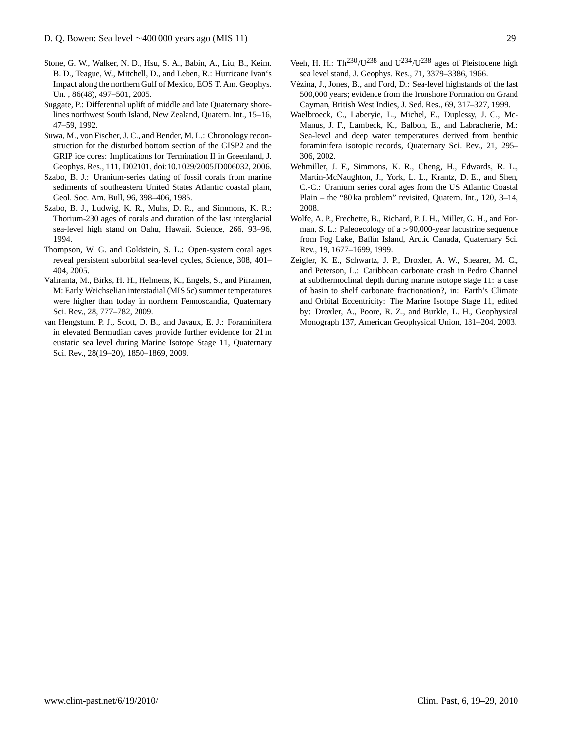Stone, G. W., Walker, N. D., Hsu, S. A., Babin, A., Liu, B., Keim. B. D., Teague, W., Mitchell, D., and Leben, R.: Hurricane Ivan's Impact along the northern Gulf of Mexico, EOS T. Am. Geophys. Un. , 86(48), 497–501, 2005.

Suggate, P.: Differential uplift of middle and late Quaternary shorelines northwest South Island, New Zealand, Quatern. Int., 15–16, 47–59, 1992.

Suwa, M., von Fischer, J. C., and Bender, M. L.: Chronology reconstruction for the disturbed bottom section of the GISP2 and the GRIP ice cores: Implications for Termination II in Greenland, J. Geophys. Res., 111, D02101, doi:10.1029/2005JD006032, 2006.

Szabo, B. J.: Uranium-series dating of fossil corals from marine sediments of southeastern United States Atlantic coastal plain, Geol. Soc. Am. Bull, 96, 398–406, 1985.

Szabo, B. J., Ludwig, K. R., Muhs, D. R., and Simmons, K. R.: Thorium-230 ages of corals and duration of the last interglacial sea-level high stand on Oahu, Hawaiì, Science, 266, 93–96, 1994.

Thompson, W. G. and Goldstein, S. L.: Open-system coral ages reveal persistent suborbital sea-level cycles, Science, 308, 401–404, 2005.

Väliranta, M., Birks, H. H., Helmens, K., Engels, S., and Piirainen, M: Early Weichselian interstadial (MIS 5c) summer temperatures were higher than today in northern Fennoscandia, Quaternary Sci. Rev., 28, 777–782, 2009.

van Hengstum, P. J., Scott, D. B., and Javaux, E. J.: Foraminifera in elevated Bermudian caves provide further evidence for 21 m eustatic sea level during Marine Isotope Stage 11, Quaternary Sci. Rev., 28(19–20), 1850–1869, 2009.

Veeh, H. H.: $Th^{230}/U^{238}$ and $U^{234}/U^{238}$ ages of Pleistocene high sea level stand, J. Geophys. Res., 71, 3379–3386, 1966.

Vézina, J., Jones, B., and Ford, D.: Sea-level highstands of the last 500,000 years; evidence from the Ironshore Formation on Grand Cayman, British West Indies, J. Sed. Res., 69, 317–327, 1999.

Waelbroeck, C., Laberyie, L., Michel, E., Duplessy, J. C., McManus, J. F., Lambeck, K., Balbon, E., and Labracherie, M.: Sea-level and deep water temperatures derived from benthic foraminifera isotopic records, Quaternary Sci. Rev., 21, 295–306, 2002.

Wehmiller, J. F., Simmons, K. R., Cheng, H., Edwards, R. L., Martin-McNaughton, J., York, L. L., Krantz, D. E., and Shen, C.-C.: Uranium series coral ages from the US Atlantic Coastal Plain – the "80 ka problem" revisited, Quatern. Int., 120, 3–14, 2008.

Wolfe, A. P., Frechette, B., Richard, P. J. H., Miller, G. H., and Forman, S. L.: Paleoecology of a >90,000-year lacustrine sequence from Fog Lake, Baffin Island, Arctic Canada, Quaternary Sci. Rev., 19, 1677–1699, 1999.

Zeigler, K. E., Schwartz, J. P., Droxler, A. W., Shearer, M. C., and Peterson, L.: Caribbean carbonate crash in Pedro Channel at subthermoclinal depth during marine isotope stage 11: a case of basin to shelf carbonate fractionation?, in: Earth's Climate and Orbital Eccentricity: The Marine Isotope Stage 11, edited by: Droxler, A., Poore, R. Z., and Burkle, L. H., Geophysical Monograph 137, American Geophysical Union, 181–204, 2003.